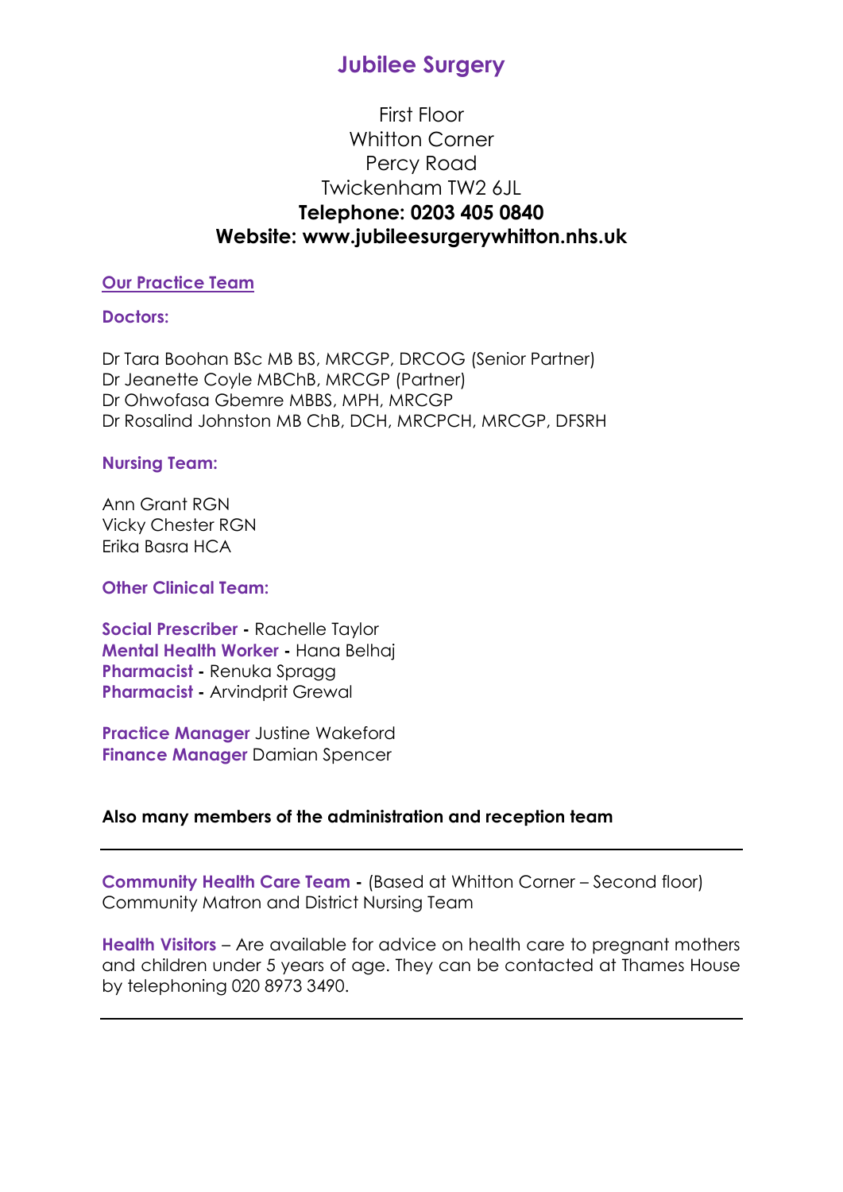# Jubilee Surgery

First Floor
Whitton Corner
Percy Road
Twickenham TW2 6JL
**Telephone: 0203 405 0840**
**Website: www.jubileesurgerywhitton.nhs.uk**

## Our Practice Team

### Doctors:

Dr Tara Boohan BSc MB BS, MRCGP, DRCOG (Senior Partner)
Dr Jeanette Coyle MBChB, MRCGP (Partner)
Dr Ohwofasa Gbemre MBBS, MPH, MRCGP
Dr Rosalind Johnston MB ChB, DCH, MRCPCH, MRCGP, DFSRH

### Nursing Team:

Ann Grant RGN
Vicky Chester RGN
Erika Basra HCA

### Other Clinical Team:

**Social Prescriber -** Rachelle Taylor
**Mental Health Worker -** Hana Belhaj
**Pharmacist -** Renuka Spragg
**Pharmacist -** Arvindprit Grewal

**Practice Manager** Justine Wakeford
**Finance Manager** Damian Spencer

**Also many members of the administration and reception team**

---

**Community Health Care Team -** (Based at Whitton Corner – Second floor)
Community Matron and District Nursing Team

**Health Visitors** – Are available for advice on health care to pregnant mothers and children under 5 years of age. They can be contacted at Thames House by telephoning 020 8973 3490.

---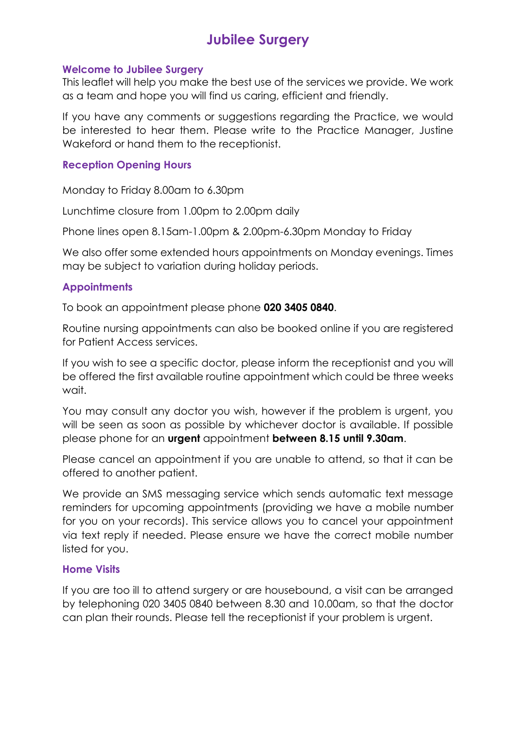# Jubilee Surgery

## Welcome to Jubilee Surgery

This leaflet will help you make the best use of the services we provide. We work as a team and hope you will find us caring, efficient and friendly.

If you have any comments or suggestions regarding the Practice, we would be interested to hear them. Please write to the Practice Manager, Justine Wakeford or hand them to the receptionist.

## Reception Opening Hours

Monday to Friday 8.00am to 6.30pm

Lunchtime closure from 1.00pm to 2.00pm daily

Phone lines open 8.15am-1.00pm & 2.00pm-6.30pm Monday to Friday

We also offer some extended hours appointments on Monday evenings. Times may be subject to variation during holiday periods.

## Appointments

To book an appointment please phone **020 3405 0840**.

Routine nursing appointments can also be booked online if you are registered for Patient Access services.

If you wish to see a specific doctor, please inform the receptionist and you will be offered the first available routine appointment which could be three weeks wait.

You may consult any doctor you wish, however if the problem is urgent, you will be seen as soon as possible by whichever doctor is available. If possible please phone for an **urgent** appointment **between 8.15 until 9.30am**.

Please cancel an appointment if you are unable to attend, so that it can be offered to another patient.

We provide an SMS messaging service which sends automatic text message reminders for upcoming appointments (providing we have a mobile number for you on your records). This service allows you to cancel your appointment via text reply if needed. Please ensure we have the correct mobile number listed for you.

## Home Visits

If you are too ill to attend surgery or are housebound, a visit can be arranged by telephoning 020 3405 0840 between 8.30 and 10.00am, so that the doctor can plan their rounds. Please tell the receptionist if your problem is urgent.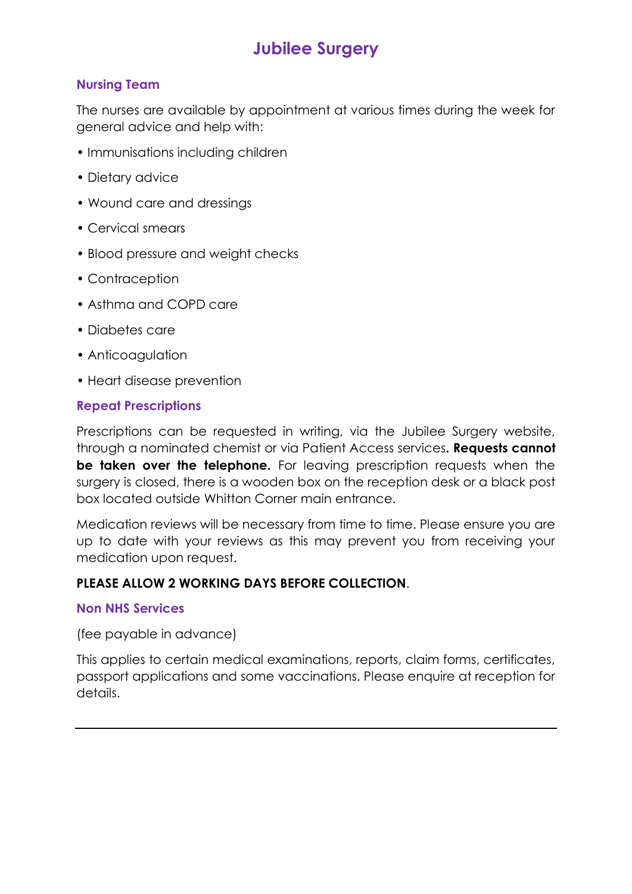# Jubilee Surgery

## Nursing Team

The nurses are available by appointment at various times during the week for general advice and help with:

- Immunisations including children
- Dietary advice
- Wound care and dressings
- Cervical smears
- Blood pressure and weight checks
- Contraception
- Asthma and COPD care
- Diabetes care
- Anticoagulation
- Heart disease prevention

## Repeat Prescriptions

Prescriptions can be requested in writing, via the Jubilee Surgery website, through a nominated chemist or via Patient Access services**. Requests cannot be taken over the telephone.** For leaving prescription requests when the surgery is closed, there is a wooden box on the reception desk or a black post box located outside Whitton Corner main entrance.

Medication reviews will be necessary from time to time. Please ensure you are up to date with your reviews as this may prevent you from receiving your medication upon request.

**PLEASE ALLOW 2 WORKING DAYS BEFORE COLLECTION**.

## Non NHS Services

(fee payable in advance)

This applies to certain medical examinations, reports, claim forms, certificates, passport applications and some vaccinations. Please enquire at reception for details.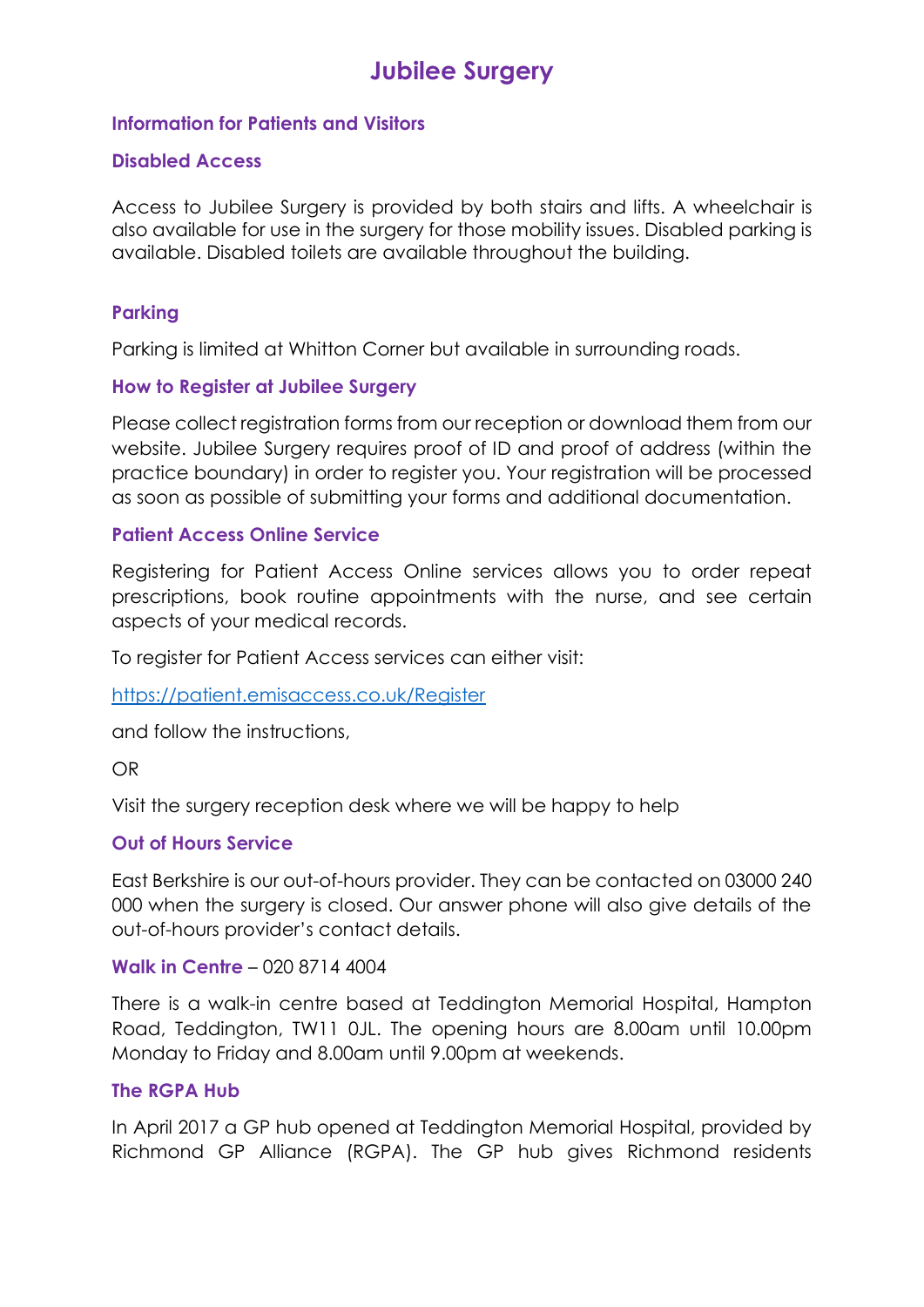# Jubilee Surgery

## Information for Patients and Visitors

### Disabled Access

Access to Jubilee Surgery is provided by both stairs and lifts. A wheelchair is also available for use in the surgery for those mobility issues. Disabled parking is available. Disabled toilets are available throughout the building.

### Parking

Parking is limited at Whitton Corner but available in surrounding roads.

### How to Register at Jubilee Surgery

Please collect registration forms from our reception or download them from our website. Jubilee Surgery requires proof of ID and proof of address (within the practice boundary) in order to register you. Your registration will be processed as soon as possible of submitting your forms and additional documentation.

### Patient Access Online Service

Registering for Patient Access Online services allows you to order repeat prescriptions, book routine appointments with the nurse, and see certain aspects of your medical records.

To register for Patient Access services can either visit:

[https://patient.emisaccess.co.uk/Register](https://patient.emisaccess.co.uk/Register)

and follow the instructions,

OR

Visit the surgery reception desk where we will be happy to help

### Out of Hours Service

East Berkshire is our out-of-hours provider. They can be contacted on 03000 240 000 when the surgery is closed. Our answer phone will also give details of the out-of-hours provider's contact details.

### Walk in Centre – 020 8714 4004

There is a walk-in centre based at Teddington Memorial Hospital, Hampton Road, Teddington, TW11 0JL. The opening hours are 8.00am until 10.00pm Monday to Friday and 8.00am until 9.00pm at weekends.

### The RGPA Hub

In April 2017 a GP hub opened at Teddington Memorial Hospital, provided by Richmond GP Alliance (RGPA). The GP hub gives Richmond residents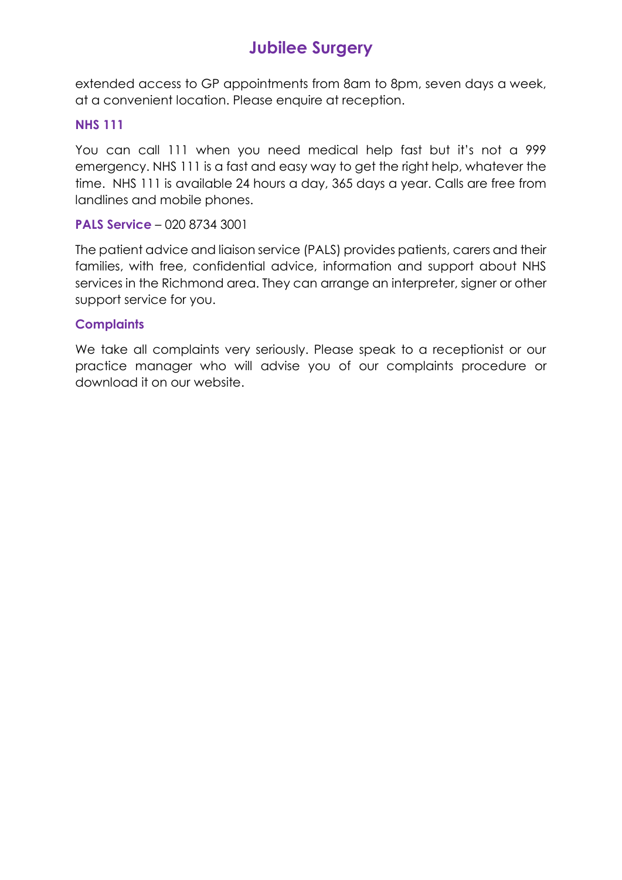extended access to GP appointments from 8am to 8pm, seven days a week, at a convenient location. Please enquire at reception.

### NHS 111

You can call 111 when you need medical help fast but it's not a 999 emergency. NHS 111 is a fast and easy way to get the right help, whatever the time. NHS 111 is available 24 hours a day, 365 days a year. Calls are free from landlines and mobile phones.

### PALS Service – 020 8734 3001

The patient advice and liaison service (PALS) provides patients, carers and their families, with free, confidential advice, information and support about NHS services in the Richmond area. They can arrange an interpreter, signer or other support service for you.

### Complaints

We take all complaints very seriously. Please speak to a receptionist or our practice manager who will advise you of our complaints procedure or download it on our website.